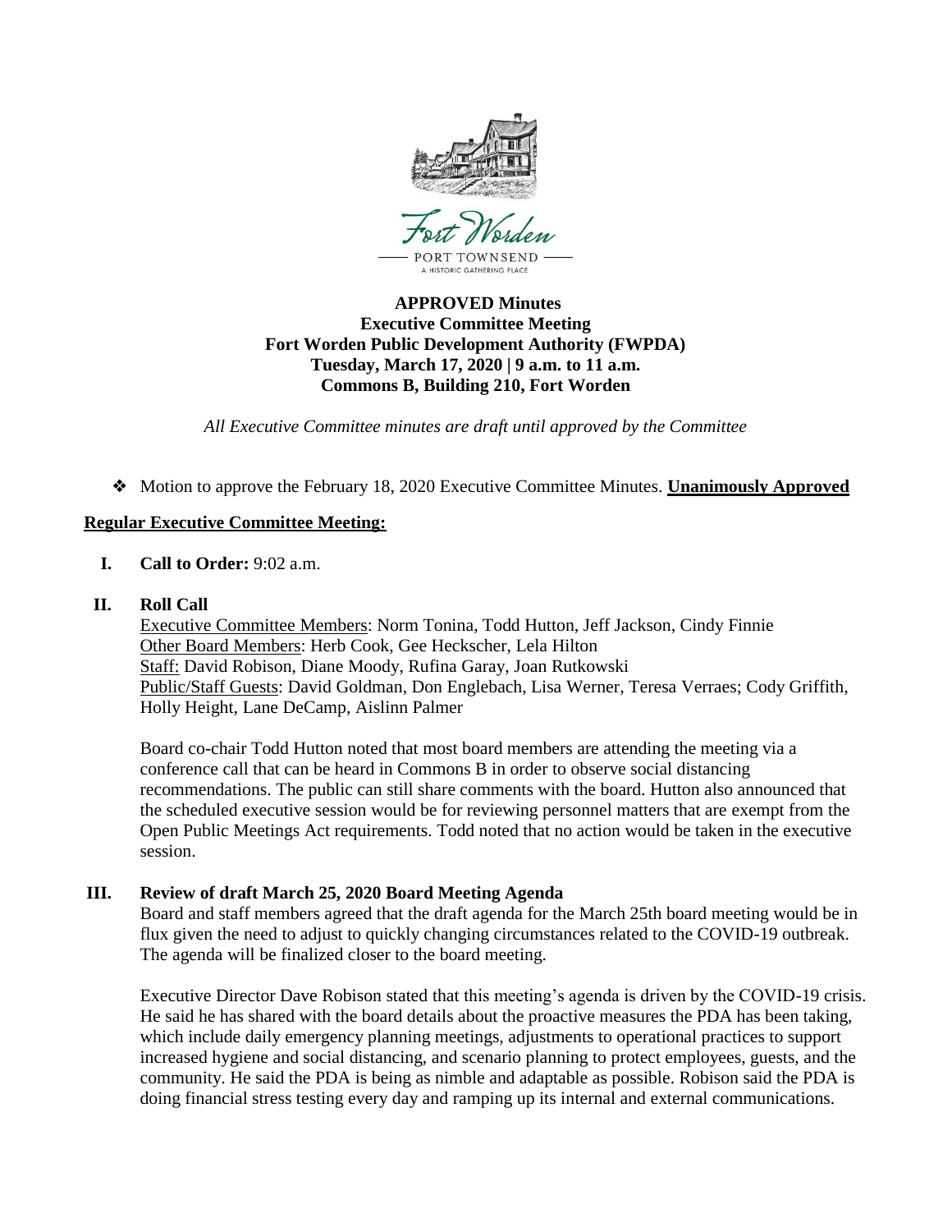**APPROVED Minutes**
**Executive Committee Meeting**
**Fort Worden Public Development Authority (FWPDA)**
**Tuesday, March 17, 2020 | 9 a.m. to 11 a.m.**
**Commons B, Building 210, Fort Worden**

*All Executive Committee minutes are draft until approved by the Committee*

- Motion to approve the February 18, 2020 Executive Committee Minutes. **Unanimously Approved**

## Regular Executive Committee Meeting:

**I. Call to Order:** 9:02 a.m.

**II. Roll Call**

Executive Committee Members: Norm Tonina, Todd Hutton, Jeff Jackson, Cindy Finnie
Other Board Members: Herb Cook, Gee Heckscher, Lela Hilton
Staff: David Robison, Diane Moody, Rufina Garay, Joan Rutkowski
Public/Staff Guests: David Goldman, Don Englebach, Lisa Werner, Teresa Verraes; Cody Griffith, Holly Height, Lane DeCamp, Aislinn Palmer

Board co-chair Todd Hutton noted that most board members are attending the meeting via a conference call that can be heard in Commons B in order to observe social distancing recommendations. The public can still share comments with the board. Hutton also announced that the scheduled executive session would be for reviewing personnel matters that are exempt from the Open Public Meetings Act requirements. Todd noted that no action would be taken in the executive session.

**III. Review of draft March 25, 2020 Board Meeting Agenda**

Board and staff members agreed that the draft agenda for the March 25th board meeting would be in flux given the need to adjust to quickly changing circumstances related to the COVID-19 outbreak. The agenda will be finalized closer to the board meeting.

Executive Director Dave Robison stated that this meeting's agenda is driven by the COVID-19 crisis. He said he has shared with the board details about the proactive measures the PDA has been taking, which include daily emergency planning meetings, adjustments to operational practices to support increased hygiene and social distancing, and scenario planning to protect employees, guests, and the community. He said the PDA is being as nimble and adaptable as possible. Robison said the PDA is doing financial stress testing every day and ramping up its internal and external communications.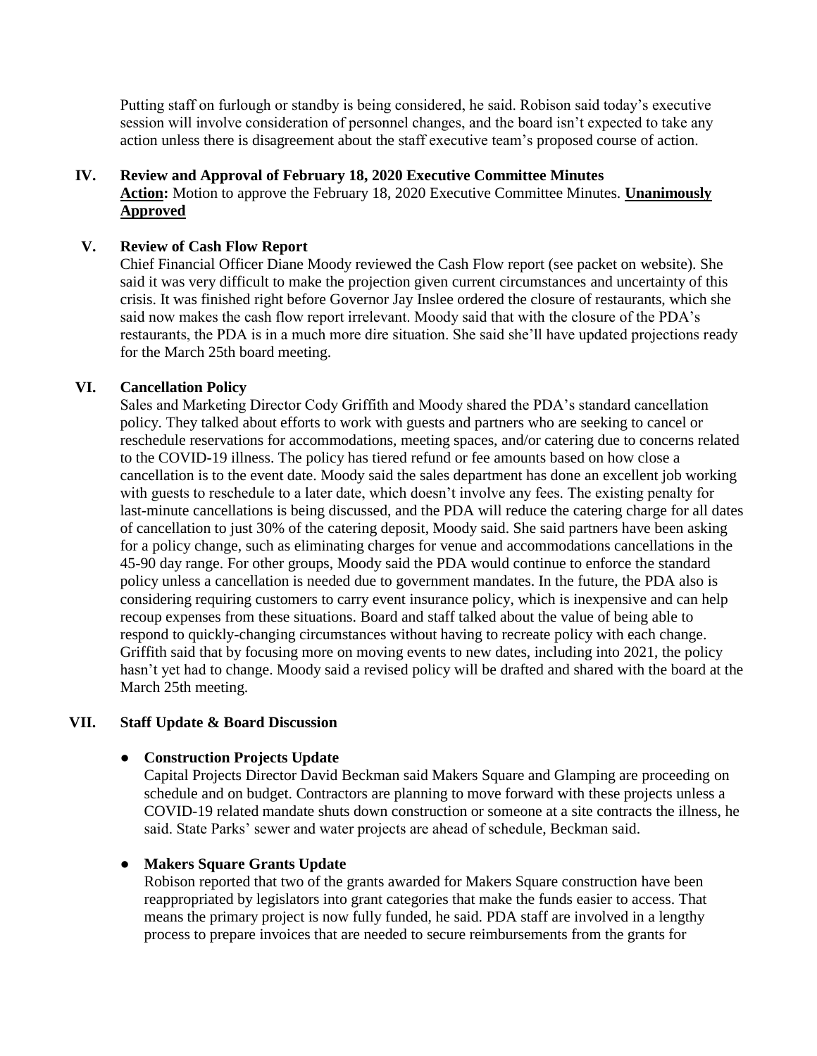Putting staff on furlough or standby is being considered, he said. Robison said today's executive session will involve consideration of personnel changes, and the board isn't expected to take any action unless there is disagreement about the staff executive team's proposed course of action.

## IV. Review and Approval of February 18, 2020 Executive Committee Minutes

**Action:** Motion to approve the February 18, 2020 Executive Committee Minutes. **Unanimously Approved**

## V. Review of Cash Flow Report

Chief Financial Officer Diane Moody reviewed the Cash Flow report (see packet on website). She said it was very difficult to make the projection given current circumstances and uncertainty of this crisis. It was finished right before Governor Jay Inslee ordered the closure of restaurants, which she said now makes the cash flow report irrelevant. Moody said that with the closure of the PDA's restaurants, the PDA is in a much more dire situation. She said she'll have updated projections ready for the March 25th board meeting.

## VI. Cancellation Policy

Sales and Marketing Director Cody Griffith and Moody shared the PDA's standard cancellation policy. They talked about efforts to work with guests and partners who are seeking to cancel or reschedule reservations for accommodations, meeting spaces, and/or catering due to concerns related to the COVID-19 illness. The policy has tiered refund or fee amounts based on how close a cancellation is to the event date. Moody said the sales department has done an excellent job working with guests to reschedule to a later date, which doesn't involve any fees. The existing penalty for last-minute cancellations is being discussed, and the PDA will reduce the catering charge for all dates of cancellation to just 30% of the catering deposit, Moody said. She said partners have been asking for a policy change, such as eliminating charges for venue and accommodations cancellations in the 45-90 day range. For other groups, Moody said the PDA would continue to enforce the standard policy unless a cancellation is needed due to government mandates. In the future, the PDA also is considering requiring customers to carry event insurance policy, which is inexpensive and can help recoup expenses from these situations. Board and staff talked about the value of being able to respond to quickly-changing circumstances without having to recreate policy with each change. Griffith said that by focusing more on moving events to new dates, including into 2021, the policy hasn't yet had to change. Moody said a revised policy will be drafted and shared with the board at the March 25th meeting.

## VII. Staff Update & Board Discussion

- **Construction Projects Update**

  Capital Projects Director David Beckman said Makers Square and Glamping are proceeding on schedule and on budget. Contractors are planning to move forward with these projects unless a COVID-19 related mandate shuts down construction or someone at a site contracts the illness, he said. State Parks' sewer and water projects are ahead of schedule, Beckman said.

- **Makers Square Grants Update**

  Robison reported that two of the grants awarded for Makers Square construction have been reappropriated by legislators into grant categories that make the funds easier to access. That means the primary project is now fully funded, he said. PDA staff are involved in a lengthy process to prepare invoices that are needed to secure reimbursements from the grants for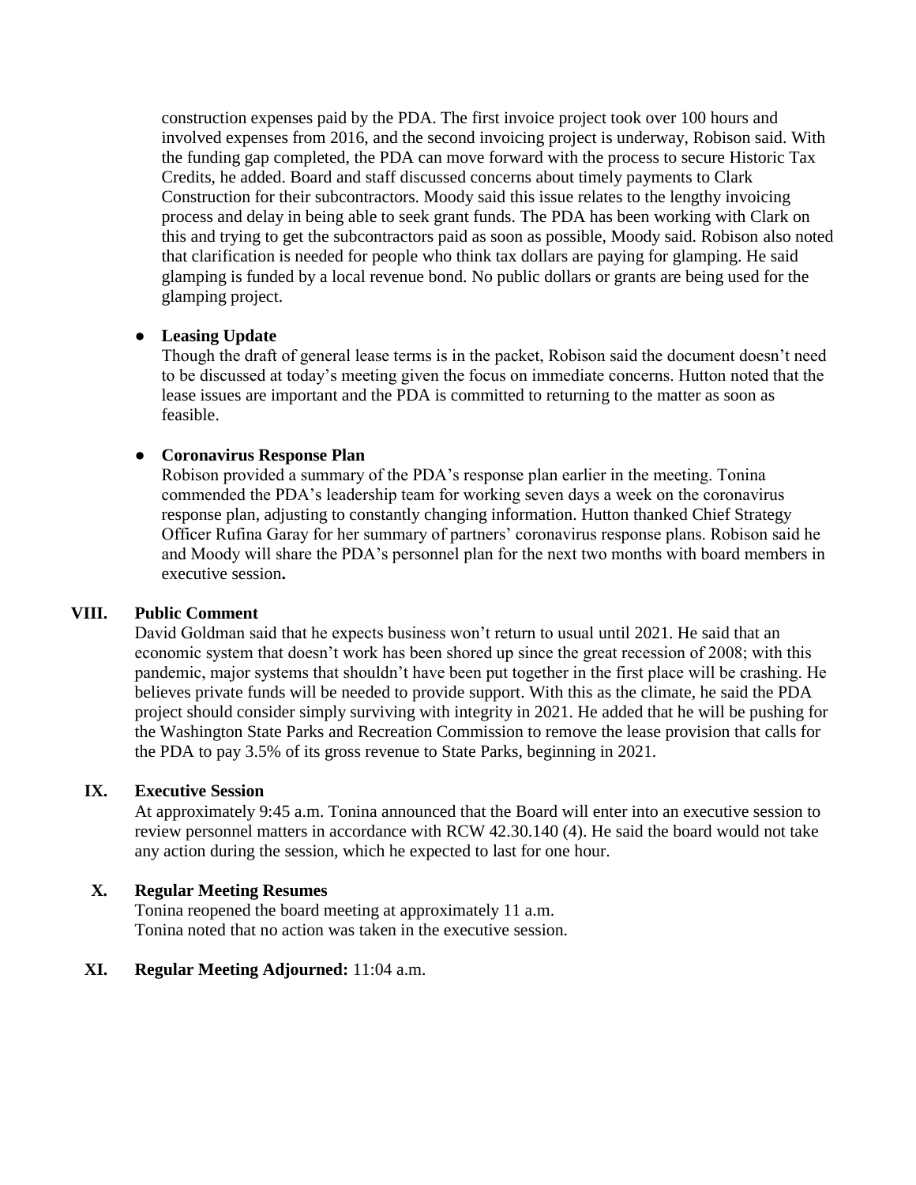construction expenses paid by the PDA. The first invoice project took over 100 hours and involved expenses from 2016, and the second invoicing project is underway, Robison said. With the funding gap completed, the PDA can move forward with the process to secure Historic Tax Credits, he added. Board and staff discussed concerns about timely payments to Clark Construction for their subcontractors. Moody said this issue relates to the lengthy invoicing process and delay in being able to seek grant funds. The PDA has been working with Clark on this and trying to get the subcontractors paid as soon as possible, Moody said. Robison also noted that clarification is needed for people who think tax dollars are paying for glamping. He said glamping is funded by a local revenue bond. No public dollars or grants are being used for the glamping project.

- **Leasing Update**
  Though the draft of general lease terms is in the packet, Robison said the document doesn't need to be discussed at today's meeting given the focus on immediate concerns. Hutton noted that the lease issues are important and the PDA is committed to returning to the matter as soon as feasible.

- **Coronavirus Response Plan**
  Robison provided a summary of the PDA's response plan earlier in the meeting. Tonina commended the PDA's leadership team for working seven days a week on the coronavirus response plan, adjusting to constantly changing information. Hutton thanked Chief Strategy Officer Rufina Garay for her summary of partners' coronavirus response plans. Robison said he and Moody will share the PDA's personnel plan for the next two months with board members in executive session**.**

## VIII. Public Comment

David Goldman said that he expects business won't return to usual until 2021. He said that an economic system that doesn't work has been shored up since the great recession of 2008; with this pandemic, major systems that shouldn't have been put together in the first place will be crashing. He believes private funds will be needed to provide support. With this as the climate, he said the PDA project should consider simply surviving with integrity in 2021. He added that he will be pushing for the Washington State Parks and Recreation Commission to remove the lease provision that calls for the PDA to pay 3.5% of its gross revenue to State Parks, beginning in 2021.

## IX. Executive Session

At approximately 9:45 a.m. Tonina announced that the Board will enter into an executive session to review personnel matters in accordance with RCW 42.30.140 (4). He said the board would not take any action during the session, which he expected to last for one hour.

## X. Regular Meeting Resumes

Tonina reopened the board meeting at approximately 11 a.m.
Tonina noted that no action was taken in the executive session.

## XI. Regular Meeting Adjourned: 11:04 a.m.